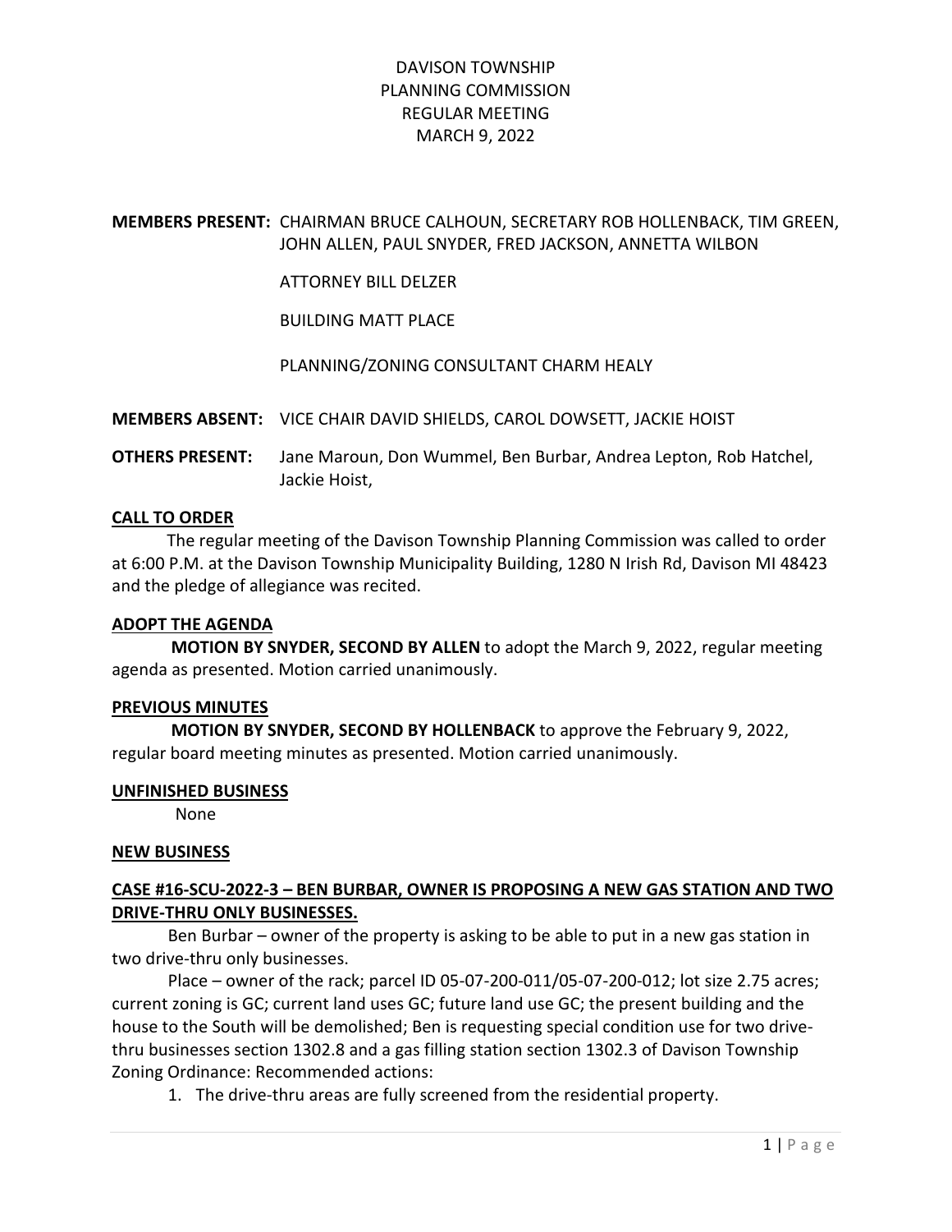# DAVISON TOWNSHIP
# PLANNING COMMISSION
# REGULAR MEETING
# MARCH 9, 2022

**MEMBERS PRESENT:** CHAIRMAN BRUCE CALHOUN, SECRETARY ROB HOLLENBACK, TIM GREEN, JOHN ALLEN, PAUL SNYDER, FRED JACKSON, ANNETTA WILBON

ATTORNEY BILL DELZER

BUILDING MATT PLACE

PLANNING/ZONING CONSULTANT CHARM HEALY

**MEMBERS ABSENT:** VICE CHAIR DAVID SHIELDS, CAROL DOWSETT, JACKIE HOIST

**OTHERS PRESENT:** Jane Maroun, Don Wummel, Ben Burbar, Andrea Lepton, Rob Hatchel, Jackie Hoist,

## CALL TO ORDER

The regular meeting of the Davison Township Planning Commission was called to order at 6:00 P.M. at the Davison Township Municipality Building, 1280 N Irish Rd, Davison MI 48423 and the pledge of allegiance was recited.

## ADOPT THE AGENDA

**MOTION BY SNYDER, SECOND BY ALLEN** to adopt the March 9, 2022, regular meeting agenda as presented. Motion carried unanimously.

## PREVIOUS MINUTES

**MOTION BY SNYDER, SECOND BY HOLLENBACK** to approve the February 9, 2022, regular board meeting minutes as presented. Motion carried unanimously.

## UNFINISHED BUSINESS

None

## NEW BUSINESS

### CASE #16-SCU-2022-3 – BEN BURBAR, OWNER IS PROPOSING A NEW GAS STATION AND TWO DRIVE-THRU ONLY BUSINESSES.

Ben Burbar – owner of the property is asking to be able to put in a new gas station in two drive-thru only businesses.

Place – owner of the rack; parcel ID 05-07-200-011/05-07-200-012; lot size 2.75 acres; current zoning is GC; current land uses GC; future land use GC; the present building and the house to the South will be demolished; Ben is requesting special condition use for two drive-thru businesses section 1302.8 and a gas filling station section 1302.3 of Davison Township Zoning Ordinance: Recommended actions:

1. The drive-thru areas are fully screened from the residential property.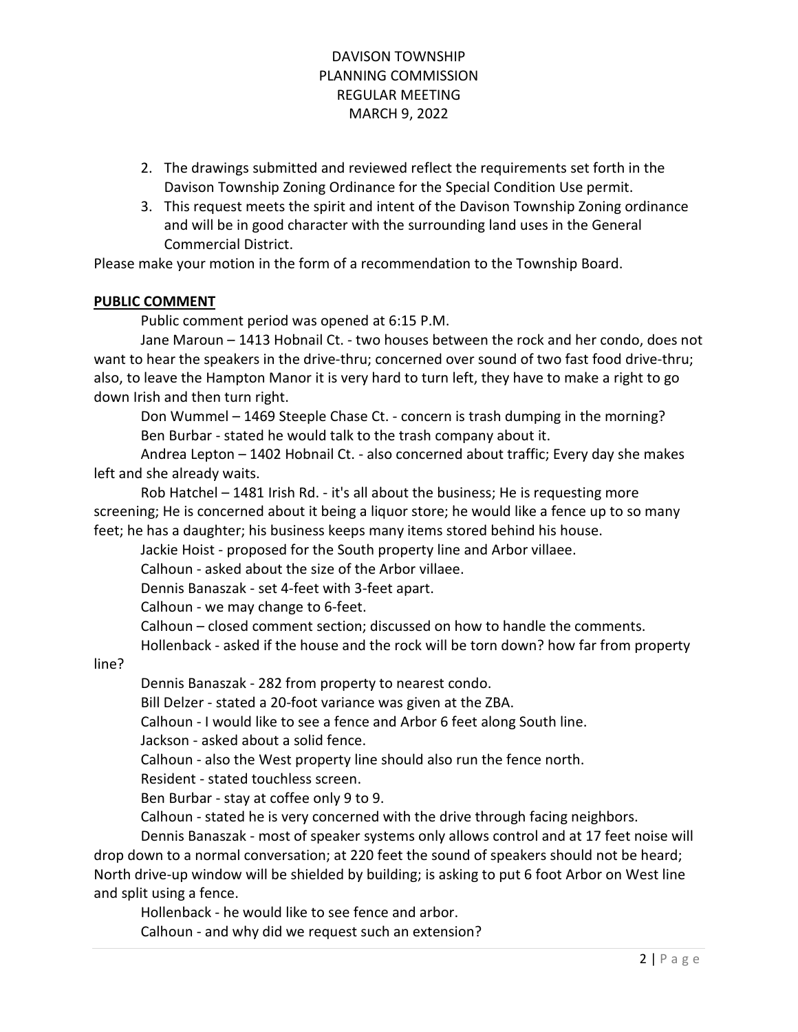2. The drawings submitted and reviewed reflect the requirements set forth in the Davison Township Zoning Ordinance for the Special Condition Use permit.
3. This request meets the spirit and intent of the Davison Township Zoning ordinance and will be in good character with the surrounding land uses in the General Commercial District.

Please make your motion in the form of a recommendation to the Township Board.

**PUBLIC COMMENT**

Public comment period was opened at 6:15 P.M.

Jane Maroun – 1413 Hobnail Ct. - two houses between the rock and her condo, does not want to hear the speakers in the drive-thru; concerned over sound of two fast food drive-thru; also, to leave the Hampton Manor it is very hard to turn left, they have to make a right to go down Irish and then turn right.

Don Wummel – 1469 Steeple Chase Ct. - concern is trash dumping in the morning?

Ben Burbar - stated he would talk to the trash company about it.

Andrea Lepton – 1402 Hobnail Ct. - also concerned about traffic; Every day she makes left and she already waits.

Rob Hatchel – 1481 Irish Rd. - it's all about the business; He is requesting more screening; He is concerned about it being a liquor store; he would like a fence up to so many feet; he has a daughter; his business keeps many items stored behind his house.

Jackie Hoist - proposed for the South property line and Arbor villaee.

Calhoun - asked about the size of the Arbor villaee.

Dennis Banaszak - set 4-feet with 3-feet apart.

Calhoun - we may change to 6-feet.

Calhoun – closed comment section; discussed on how to handle the comments.

Hollenback - asked if the house and the rock will be torn down? how far from property line?

Dennis Banaszak - 282 from property to nearest condo.

Bill Delzer - stated a 20-foot variance was given at the ZBA.

Calhoun - I would like to see a fence and Arbor 6 feet along South line.

Jackson - asked about a solid fence.

Calhoun - also the West property line should also run the fence north.

Resident - stated touchless screen.

Ben Burbar - stay at coffee only 9 to 9.

Calhoun - stated he is very concerned with the drive through facing neighbors.

Dennis Banaszak - most of speaker systems only allows control and at 17 feet noise will drop down to a normal conversation; at 220 feet the sound of speakers should not be heard; North drive-up window will be shielded by building; is asking to put 6 foot Arbor on West line and split using a fence.

Hollenback - he would like to see fence and arbor.

Calhoun - and why did we request such an extension?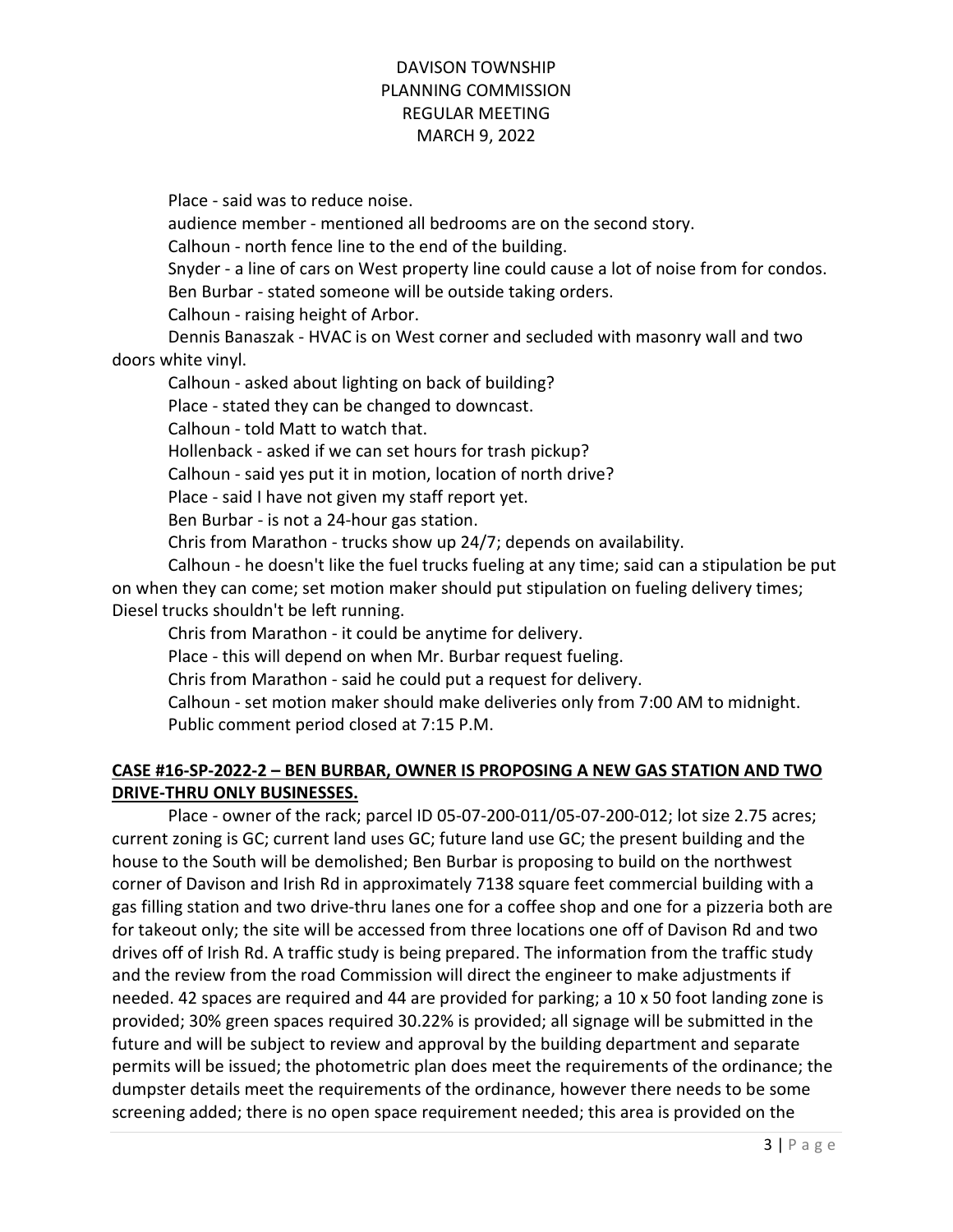Place - said was to reduce noise.

audience member - mentioned all bedrooms are on the second story.

Calhoun - north fence line to the end of the building.

Snyder - a line of cars on West property line could cause a lot of noise from for condos.

Ben Burbar - stated someone will be outside taking orders.

Calhoun - raising height of Arbor.

Dennis Banaszak - HVAC is on West corner and secluded with masonry wall and two doors white vinyl.

Calhoun - asked about lighting on back of building?

Place - stated they can be changed to downcast.

Calhoun - told Matt to watch that.

Hollenback - asked if we can set hours for trash pickup?

Calhoun - said yes put it in motion, location of north drive?

Place - said I have not given my staff report yet.

Ben Burbar - is not a 24-hour gas station.

Chris from Marathon - trucks show up 24/7; depends on availability.

Calhoun - he doesn't like the fuel trucks fueling at any time; said can a stipulation be put on when they can come; set motion maker should put stipulation on fueling delivery times; Diesel trucks shouldn't be left running.

Chris from Marathon - it could be anytime for delivery.

Place - this will depend on when Mr. Burbar request fueling.

Chris from Marathon - said he could put a request for delivery.

Calhoun - set motion maker should make deliveries only from 7:00 AM to midnight.

Public comment period closed at 7:15 P.M.

**CASE #16-SP-2022-2 – BEN BURBAR, OWNER IS PROPOSING A NEW GAS STATION AND TWO DRIVE-THRU ONLY BUSINESSES.**

Place - owner of the rack; parcel ID 05-07-200-011/05-07-200-012; lot size 2.75 acres; current zoning is GC; current land uses GC; future land use GC; the present building and the house to the South will be demolished; Ben Burbar is proposing to build on the northwest corner of Davison and Irish Rd in approximately 7138 square feet commercial building with a gas filling station and two drive-thru lanes one for a coffee shop and one for a pizzeria both are for takeout only; the site will be accessed from three locations one off of Davison Rd and two drives off of Irish Rd. A traffic study is being prepared. The information from the traffic study and the review from the road Commission will direct the engineer to make adjustments if needed. 42 spaces are required and 44 are provided for parking; a 10 x 50 foot landing zone is provided; 30% green spaces required 30.22% is provided; all signage will be submitted in the future and will be subject to review and approval by the building department and separate permits will be issued; the photometric plan does meet the requirements of the ordinance; the dumpster details meet the requirements of the ordinance, however there needs to be some screening added; there is no open space requirement needed; this area is provided on the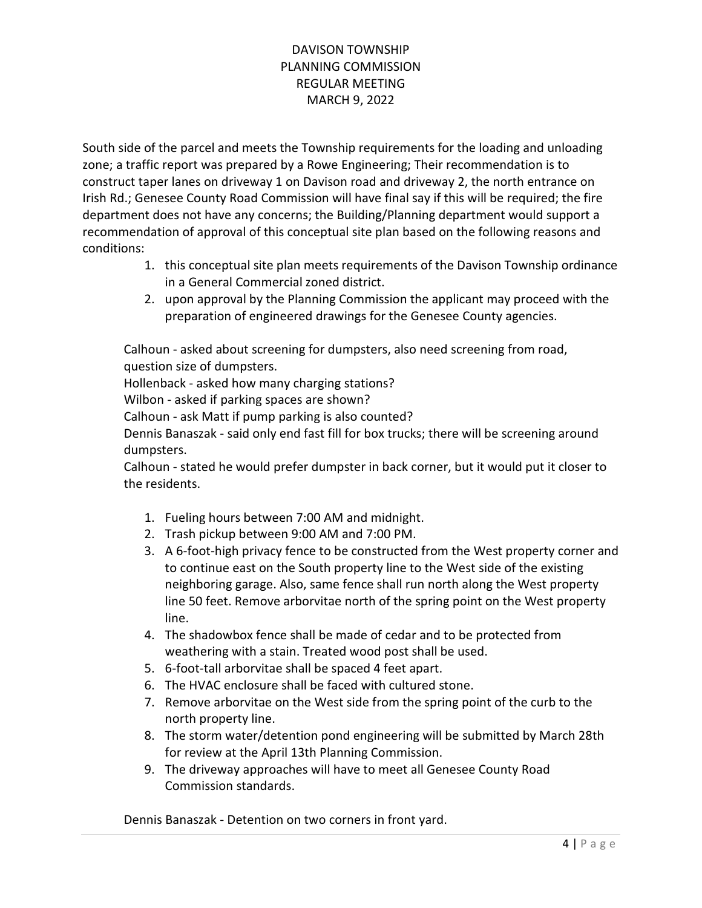South side of the parcel and meets the Township requirements for the loading and unloading zone; a traffic report was prepared by a Rowe Engineering; Their recommendation is to construct taper lanes on driveway 1 on Davison road and driveway 2, the north entrance on Irish Rd.; Genesee County Road Commission will have final say if this will be required; the fire department does not have any concerns; the Building/Planning department would support a recommendation of approval of this conceptual site plan based on the following reasons and conditions:

1. this conceptual site plan meets requirements of the Davison Township ordinance in a General Commercial zoned district.
2. upon approval by the Planning Commission the applicant may proceed with the preparation of engineered drawings for the Genesee County agencies.

Calhoun - asked about screening for dumpsters, also need screening from road, question size of dumpsters.
Hollenback - asked how many charging stations?
Wilbon - asked if parking spaces are shown?
Calhoun - ask Matt if pump parking is also counted?
Dennis Banaszak - said only end fast fill for box trucks; there will be screening around dumpsters.
Calhoun - stated he would prefer dumpster in back corner, but it would put it closer to the residents.

1. Fueling hours between 7:00 AM and midnight.
2. Trash pickup between 9:00 AM and 7:00 PM.
3. A 6-foot-high privacy fence to be constructed from the West property corner and to continue east on the South property line to the West side of the existing neighboring garage. Also, same fence shall run north along the West property line 50 feet. Remove arborvitae north of the spring point on the West property line.
4. The shadowbox fence shall be made of cedar and to be protected from weathering with a stain. Treated wood post shall be used.
5. 6-foot-tall arborvitae shall be spaced 4 feet apart.
6. The HVAC enclosure shall be faced with cultured stone.
7. Remove arborvitae on the West side from the spring point of the curb to the north property line.
8. The storm water/detention pond engineering will be submitted by March 28th for review at the April 13th Planning Commission.
9. The driveway approaches will have to meet all Genesee County Road Commission standards.

Dennis Banaszak - Detention on two corners in front yard.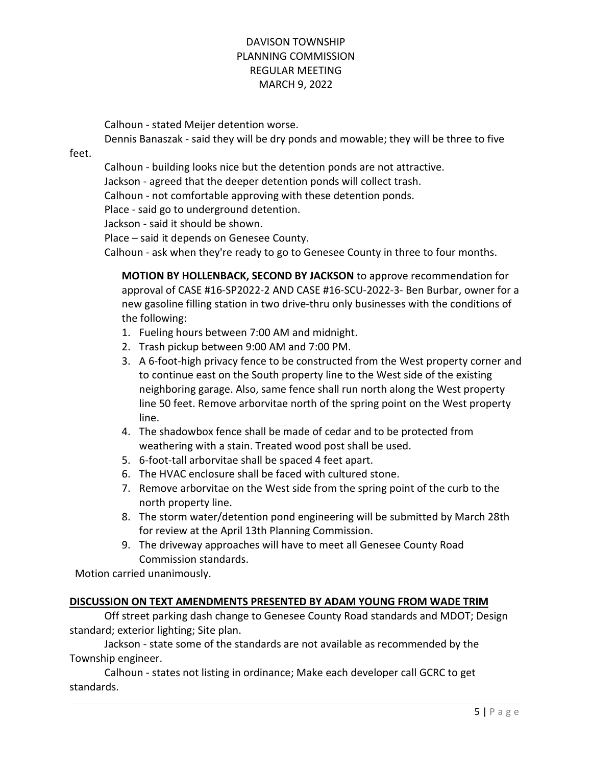Calhoun - stated Meijer detention worse.

Dennis Banaszak - said they will be dry ponds and mowable; they will be three to five feet.

Calhoun - building looks nice but the detention ponds are not attractive.

Jackson - agreed that the deeper detention ponds will collect trash.

Calhoun - not comfortable approving with these detention ponds.

Place - said go to underground detention.

Jackson - said it should be shown.

Place – said it depends on Genesee County.

Calhoun - ask when they're ready to go to Genesee County in three to four months.

**MOTION BY HOLLENBACK, SECOND BY JACKSON** to approve recommendation for approval of CASE #16-SP2022-2 AND CASE #16-SCU-2022-3- Ben Burbar, owner for a new gasoline filling station in two drive-thru only businesses with the conditions of the following:

1. Fueling hours between 7:00 AM and midnight.
2. Trash pickup between 9:00 AM and 7:00 PM.
3. A 6-foot-high privacy fence to be constructed from the West property corner and to continue east on the South property line to the West side of the existing neighboring garage. Also, same fence shall run north along the West property line 50 feet. Remove arborvitae north of the spring point on the West property line.
4. The shadowbox fence shall be made of cedar and to be protected from weathering with a stain. Treated wood post shall be used.
5. 6-foot-tall arborvitae shall be spaced 4 feet apart.
6. The HVAC enclosure shall be faced with cultured stone.
7. Remove arborvitae on the West side from the spring point of the curb to the north property line.
8. The storm water/detention pond engineering will be submitted by March 28th for review at the April 13th Planning Commission.
9. The driveway approaches will have to meet all Genesee County Road Commission standards.

Motion carried unanimously.

## DISCUSSION ON TEXT AMENDMENTS PRESENTED BY ADAM YOUNG FROM WADE TRIM

Off street parking dash change to Genesee County Road standards and MDOT; Design standard; exterior lighting; Site plan.

Jackson - state some of the standards are not available as recommended by the Township engineer.

Calhoun - states not listing in ordinance; Make each developer call GCRC to get standards.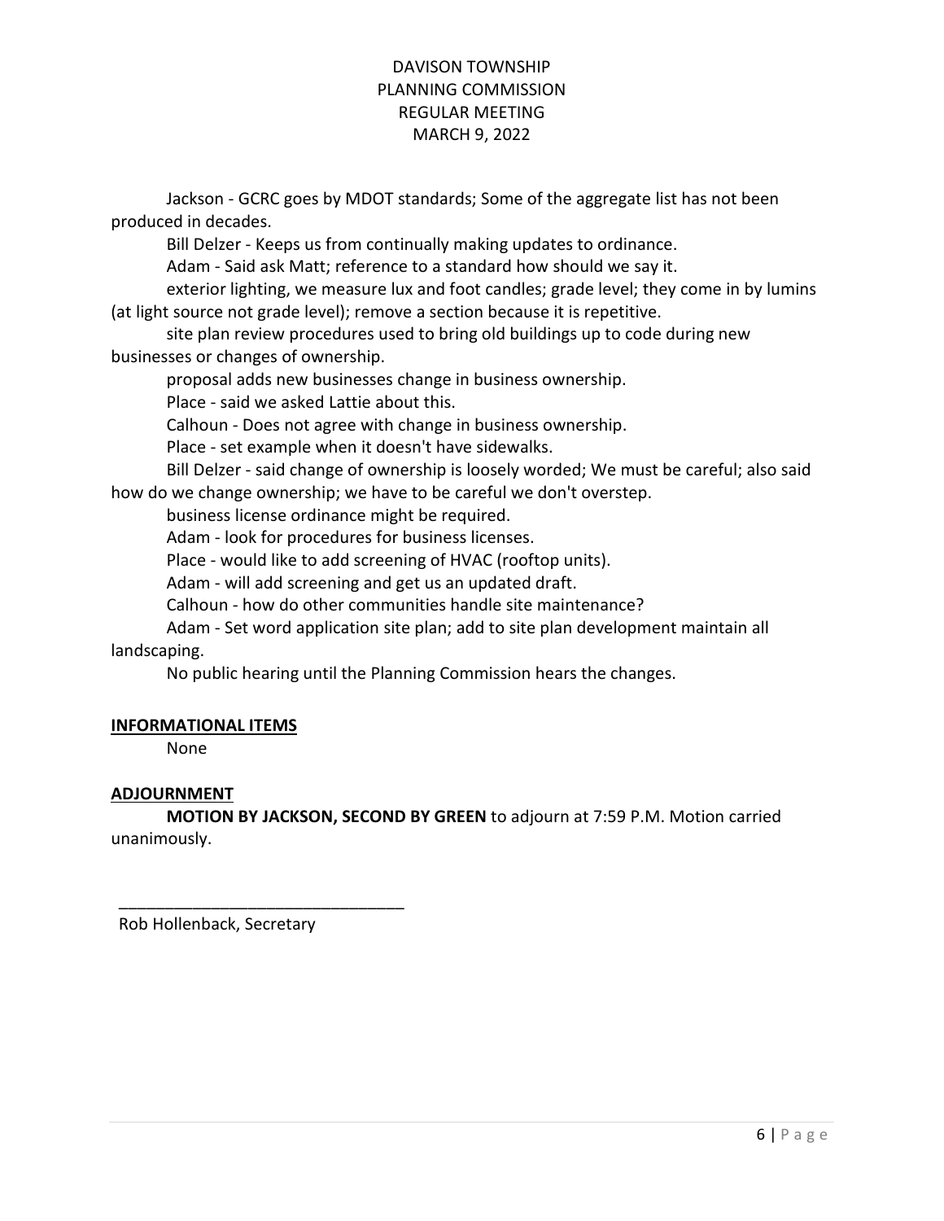Jackson - GCRC goes by MDOT standards; Some of the aggregate list has not been produced in decades.

Bill Delzer - Keeps us from continually making updates to ordinance.

Adam - Said ask Matt; reference to a standard how should we say it.

exterior lighting, we measure lux and foot candles; grade level; they come in by lumins (at light source not grade level); remove a section because it is repetitive.

site plan review procedures used to bring old buildings up to code during new businesses or changes of ownership.

proposal adds new businesses change in business ownership.

Place - said we asked Lattie about this.

Calhoun - Does not agree with change in business ownership.

Place - set example when it doesn't have sidewalks.

Bill Delzer - said change of ownership is loosely worded; We must be careful; also said how do we change ownership; we have to be careful we don't overstep.

business license ordinance might be required.

Adam - look for procedures for business licenses.

Place - would like to add screening of HVAC (rooftop units).

Adam - will add screening and get us an updated draft.

Calhoun - how do other communities handle site maintenance?

Adam - Set word application site plan; add to site plan development maintain all landscaping.

No public hearing until the Planning Commission hears the changes.

## INFORMATIONAL ITEMS

None

## ADJOURNMENT

**MOTION BY JACKSON, SECOND BY GREEN** to adjourn at 7:59 P.M. Motion carried unanimously.

\_\_\_\_\_\_\_\_\_\_\_\_\_\_\_\_\_\_\_\_\_\_\_\_\_\_\_\_\_\_\_

Rob Hollenback, Secretary